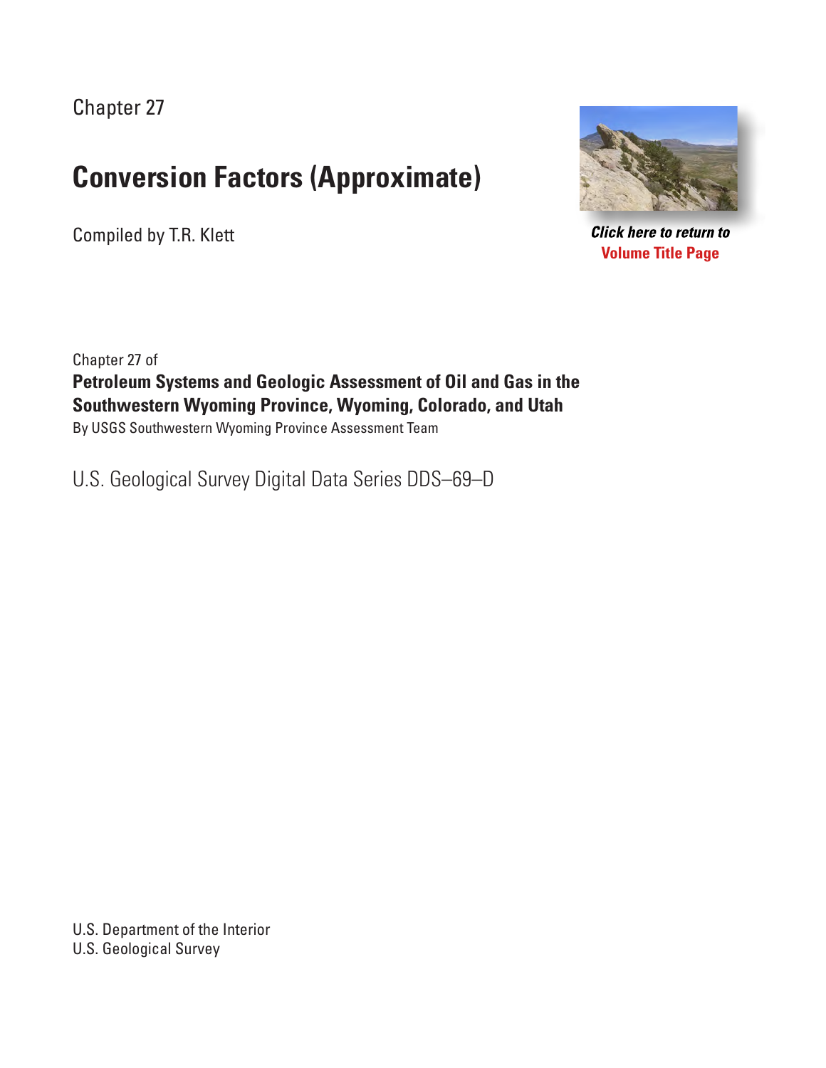Chapter 27

# Conversion Factors (Approximate)

Compiled by T.R. Klett

***Click here to return to***
**Volume Title Page**

Chapter 27 of

**Petroleum Systems and Geologic Assessment of Oil and Gas in the Southwestern Wyoming Province, Wyoming, Colorado, and Utah**

By USGS Southwestern Wyoming Province Assessment Team

U.S. Geological Survey Digital Data Series DDS–69–D

U.S. Department of the Interior
U.S. Geological Survey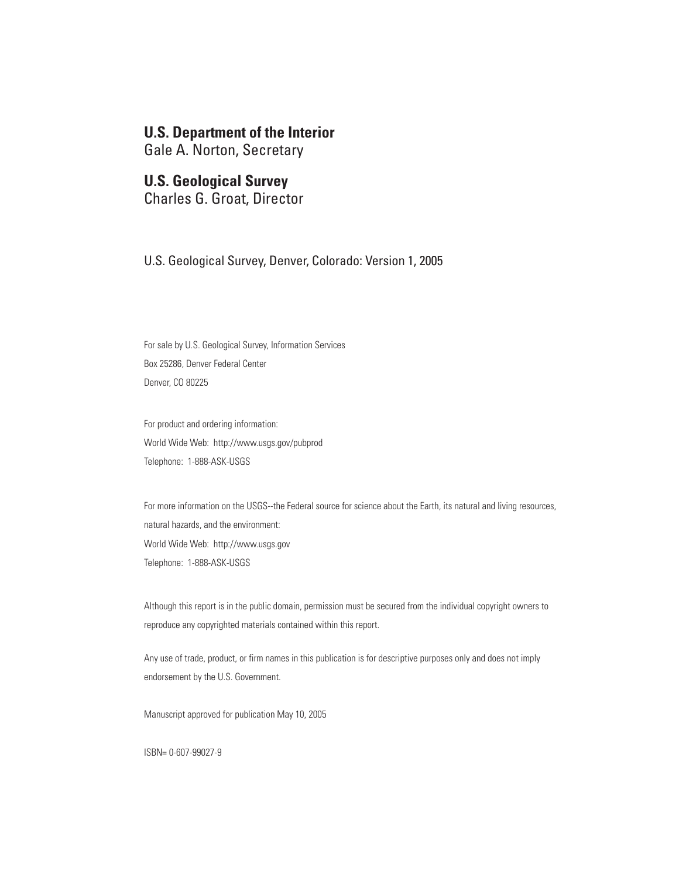**U.S. Department of the Interior**
Gale A. Norton, Secretary

**U.S. Geological Survey**
Charles G. Groat, Director

U.S. Geological Survey, Denver, Colorado: Version 1, 2005

For sale by U.S. Geological Survey, Information Services
Box 25286, Denver Federal Center
Denver, CO 80225

For product and ordering information:
World Wide Web: http://www.usgs.gov/pubprod
Telephone: 1-888-ASK-USGS

For more information on the USGS--the Federal source for science about the Earth, its natural and living resources, natural hazards, and the environment:
World Wide Web: http://www.usgs.gov
Telephone: 1-888-ASK-USGS

Although this report is in the public domain, permission must be secured from the individual copyright owners to reproduce any copyrighted materials contained within this report.

Any use of trade, product, or firm names in this publication is for descriptive purposes only and does not imply endorsement by the U.S. Government.

Manuscript approved for publication May 10, 2005

ISBN= 0-607-99027-9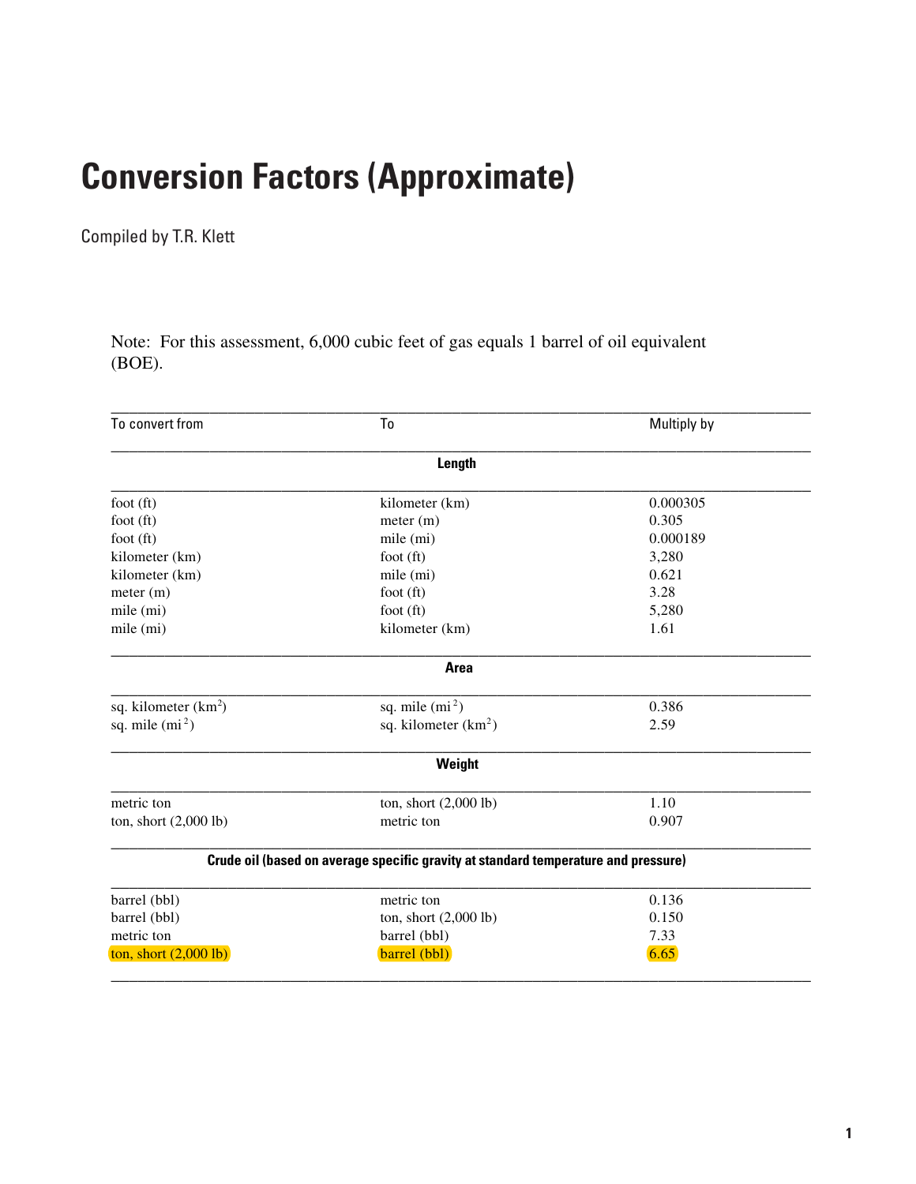# Conversion Factors (Approximate)

Compiled by T.R. Klett

Note: For this assessment, 6,000 cubic feet of gas equals 1 barrel of oil equivalent (BOE).

| To convert from | To | Multiply by |
|---|---|---|
| | **Length** | |
| foot (ft) | kilometer (km) | 0.000305 |
| foot (ft) | meter (m) | 0.305 |
| foot (ft) | mile (mi) | 0.000189 |
| kilometer (km) | foot (ft) | 3,280 |
| kilometer (km) | mile (mi) | 0.621 |
| meter (m) | foot (ft) | 3.28 |
| mile (mi) | foot (ft) | 5,280 |
| mile (mi) | kilometer (km) | 1.61 |
| | **Area** | |
| sq. kilometer ($km^2$) | sq. mile ($mi^2$) | 0.386 |
| sq. mile ($mi^2$) | sq. kilometer ($km^2$) | 2.59 |
| | **Weight** | |
| metric ton | ton, short (2,000 lb) | 1.10 |
| ton, short (2,000 lb) | metric ton | 0.907 |
| | **Crude oil (based on average specific gravity at standard temperature and pressure)** | |
| barrel (bbl) | metric ton | 0.136 |
| barrel (bbl) | ton, short (2,000 lb) | 0.150 |
| metric ton | barrel (bbl) | 7.33 |
| ton, short (2,000 lb) | barrel (bbl) | 6.65 |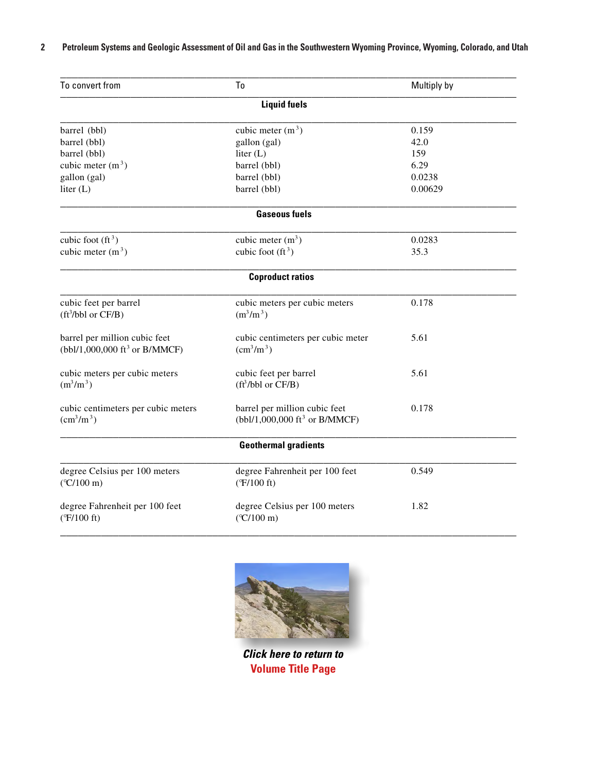| To convert from | To | Multiply by |
|---|---|---|
| **Liquid fuels** | | |
| barrel (bbl) | cubic meter ($m^3$) | 0.159 |
| barrel (bbl) | gallon (gal) | 42.0 |
| barrel (bbl) | liter (L) | 159 |
| cubic meter ($m^3$) | barrel (bbl) | 6.29 |
| gallon (gal) | barrel (bbl) | 0.0238 |
| liter (L) | barrel (bbl) | 0.00629 |
| **Gaseous fuels** | | |
| cubic foot ($ft^3$) | cubic meter ($m^3$) | 0.0283 |
| cubic meter ($m^3$) | cubic foot ($ft^3$) | 35.3 |
| **Coproduct ratios** | | |
| cubic feet per barrel ($ft^3$/bbl or CF/B) | cubic meters per cubic meters ($m^3/m^3$) | 0.178 |
| barrel per million cubic feet (bbl/1,000,000 $ft^3$ or B/MMCF) | cubic centimeters per cubic meter ($cm^3/m^3$) | 5.61 |
| cubic meters per cubic meters ($m^3/m^3$) | cubic feet per barrel ($ft^3$/bbl or CF/B) | 5.61 |
| cubic centimeters per cubic meters ($cm^3/m^3$) | barrel per million cubic feet (bbl/1,000,000 $ft^3$ or B/MMCF) | 0.178 |
| **Geothermal gradients** | | |
| degree Celsius per 100 meters (°C/100 m) | degree Fahrenheit per 100 feet (°F/100 ft) | 0.549 |
| degree Fahrenheit per 100 feet (°F/100 ft) | degree Celsius per 100 meters (°C/100 m) | 1.82 |

***Click here to return to* Volume Title Page**